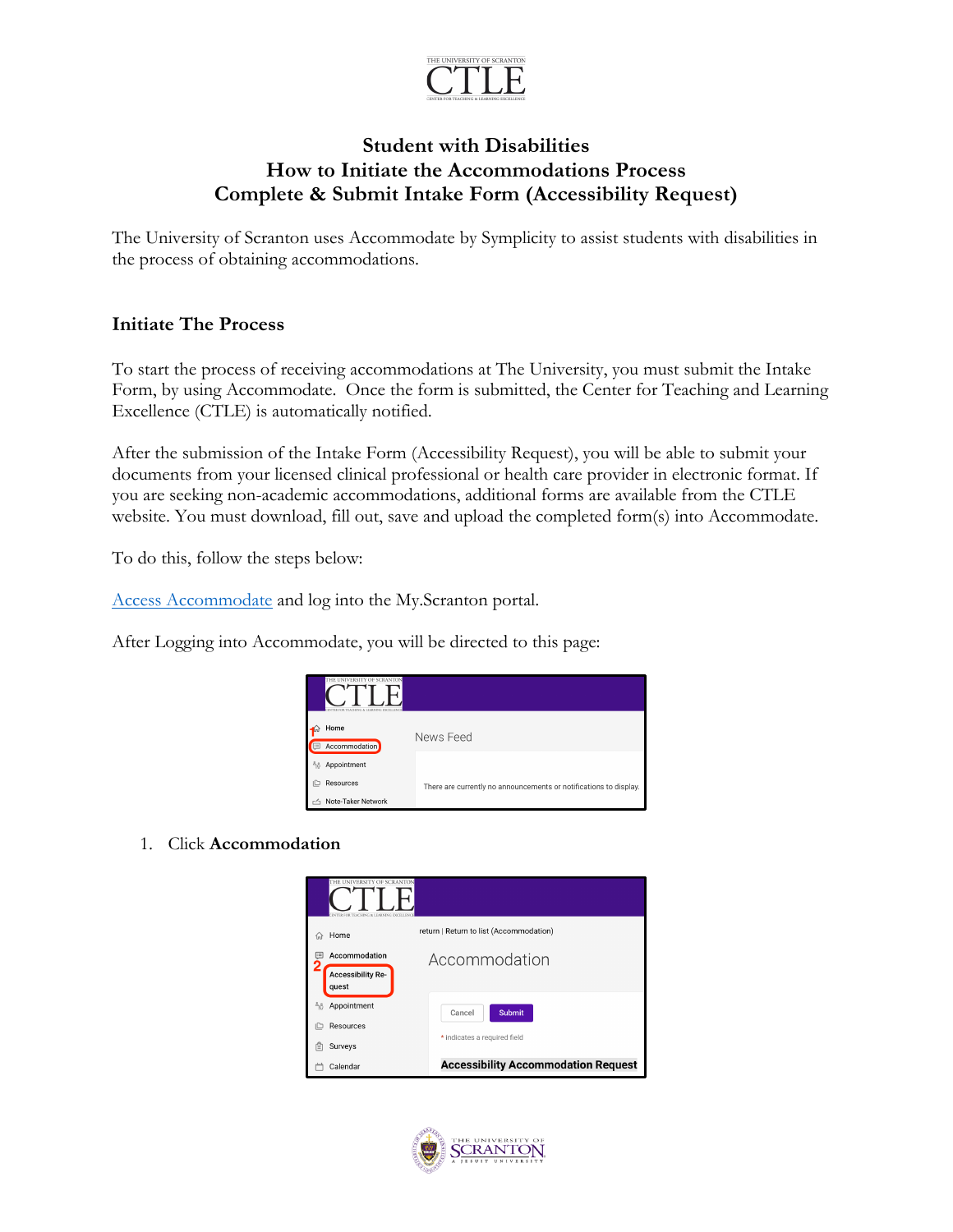# Student with Disabilities
# How to Initiate the Accommodations Process
# Complete & Submit Intake Form (Accessibility Request)

The University of Scranton uses Accommodate by Symplicity to assist students with disabilities in the process of obtaining accommodations.

## Initiate The Process

To start the process of receiving accommodations at The University, you must submit the Intake Form, by using Accommodate. Once the form is submitted, the Center for Teaching and Learning Excellence (CTLE) is automatically notified.

After the submission of the Intake Form (Accessibility Request), you will be able to submit your documents from your licensed clinical professional or health care provider in electronic format. If you are seeking non-academic accommodations, additional forms are available from the CTLE website. You must download, fill out, save and upload the completed form(s) into Accommodate.

To do this, follow the steps below:

Access Accommodate and log into the My.Scranton portal.

After Logging into Accommodate, you will be directed to this page:

1. Click **Accommodation**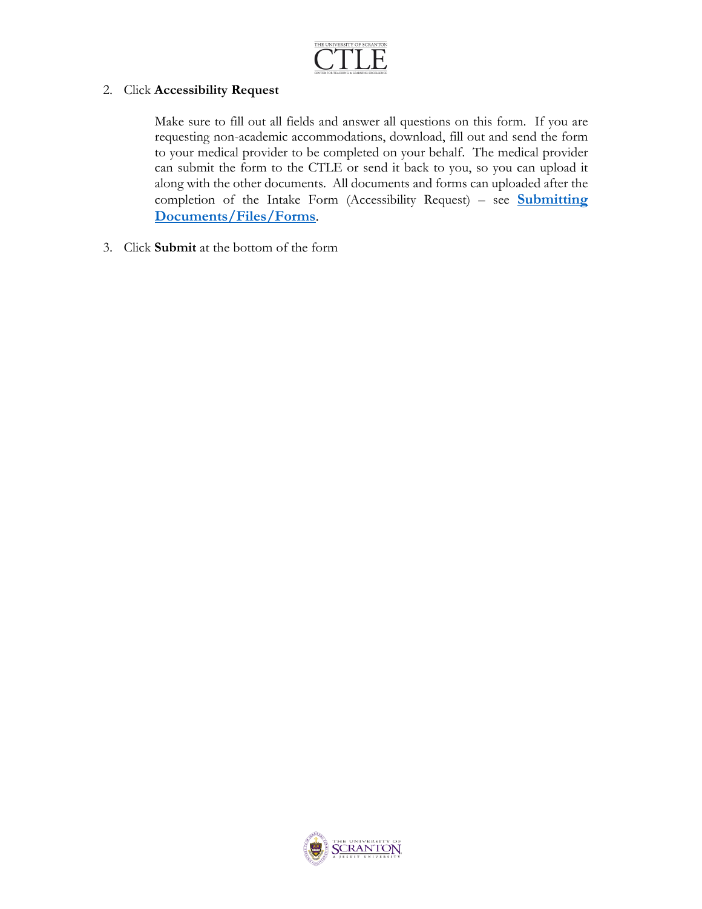2. Click **Accessibility Request**

   Make sure to fill out all fields and answer all questions on this form. If you are requesting non-academic accommodations, download, fill out and send the form to your medical provider to be completed on your behalf. The medical provider can submit the form to the CTLE or send it back to you, so you can upload it along with the other documents. All documents and forms can uploaded after the completion of the Intake Form (Accessibility Request) – see **Submitting Documents/Files/Forms**.

3. Click **Submit** at the bottom of the form